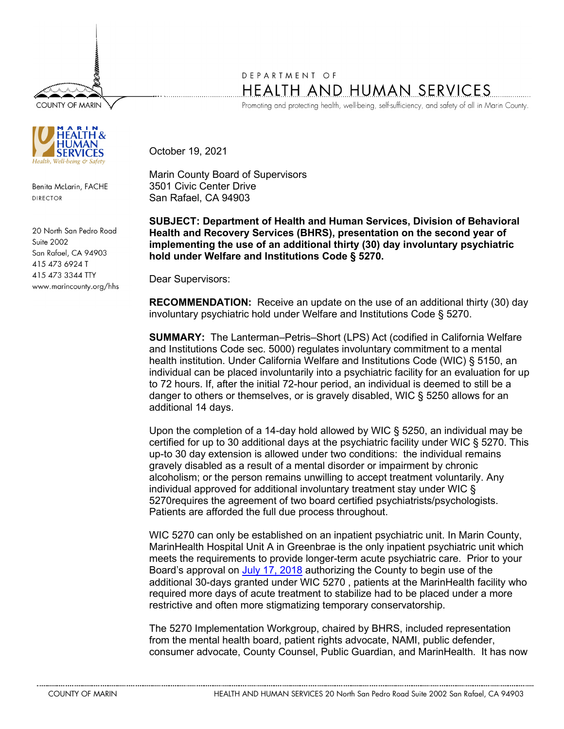DEPARTMENT OF
HEALTH AND HUMAN SERVICES
Promoting and protecting health, well-being, self-sufficiency, and safety of all in Marin County.

COUNTY OF MARIN

MARIN HEALTH & HUMAN SERVICES
Health, Well-being & Safety

Benita McLarin, FACHE
DIRECTOR

20 North San Pedro Road
Suite 2002
San Rafael, CA 94903
415 473 6924 T
415 473 3344 TTY
www.marincounty.org/hhs

October 19, 2021

Marin County Board of Supervisors
3501 Civic Center Drive
San Rafael, CA 94903

**SUBJECT: Department of Health and Human Services, Division of Behavioral Health and Recovery Services (BHRS), presentation on the second year of implementing the use of an additional thirty (30) day involuntary psychiatric hold under Welfare and Institutions Code § 5270.**

Dear Supervisors:

**RECOMMENDATION:** Receive an update on the use of an additional thirty (30) day involuntary psychiatric hold under Welfare and Institutions Code § 5270.

**SUMMARY:** The Lanterman–Petris–Short (LPS) Act (codified in California Welfare and Institutions Code sec. 5000) regulates involuntary commitment to a mental health institution. Under California Welfare and Institutions Code (WIC) § 5150, an individual can be placed involuntarily into a psychiatric facility for an evaluation for up to 72 hours. If, after the initial 72-hour period, an individual is deemed to still be a danger to others or themselves, or is gravely disabled, WIC § 5250 allows for an additional 14 days.

Upon the completion of a 14-day hold allowed by WIC § 5250, an individual may be certified for up to 30 additional days at the psychiatric facility under WIC § 5270. This up-to 30 day extension is allowed under two conditions: the individual remains gravely disabled as a result of a mental disorder or impairment by chronic alcoholism; or the person remains unwilling to accept treatment voluntarily. Any individual approved for additional involuntary treatment stay under WIC § 5270requires the agreement of two board certified psychiatrists/psychologists. Patients are afforded the full due process throughout.

WIC 5270 can only be established on an inpatient psychiatric unit. In Marin County, MarinHealth Hospital Unit A in Greenbrae is the only inpatient psychiatric unit which meets the requirements to provide longer-term acute psychiatric care. Prior to your Board's approval on July 17, 2018 authorizing the County to begin use of the additional 30-days granted under WIC 5270 , patients at the MarinHealth facility who required more days of acute treatment to stabilize had to be placed under a more restrictive and often more stigmatizing temporary conservatorship.

The 5270 Implementation Workgroup, chaired by BHRS, included representation from the mental health board, patient rights advocate, NAMI, public defender, consumer advocate, County Counsel, Public Guardian, and MarinHealth. It has now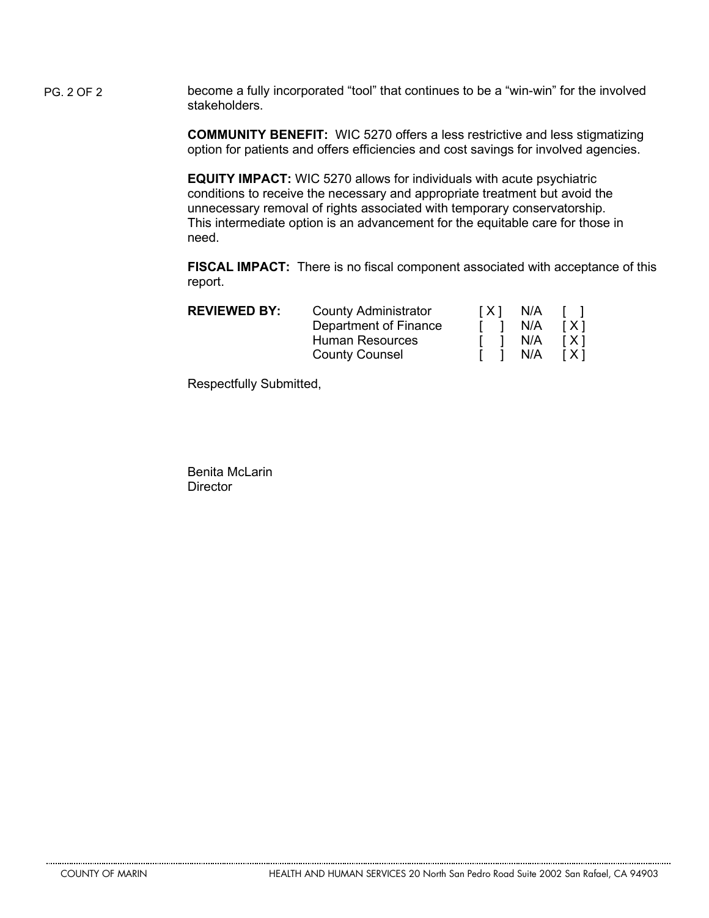become a fully incorporated "tool" that continues to be a "win-win" for the involved stakeholders.

**COMMUNITY BENEFIT:** WIC 5270 offers a less restrictive and less stigmatizing option for patients and offers efficiencies and cost savings for involved agencies.

**EQUITY IMPACT:** WIC 5270 allows for individuals with acute psychiatric conditions to receive the necessary and appropriate treatment but avoid the unnecessary removal of rights associated with temporary conservatorship. This intermediate option is an advancement for the equitable care for those in need.

**FISCAL IMPACT:** There is no fiscal component associated with acceptance of this report.

| | | | | |
|---|---|---|---|---|
| **REVIEWED BY:** | County Administrator | [ X ] | N/A | [ ] |
| | Department of Finance | [ ] | N/A | [ X ] |
| | Human Resources | [ ] | N/A | [ X ] |
| | County Counsel | [ ] | N/A | [ X ] |

Respectfully Submitted,

Benita McLarin
Director

COUNTY OF MARIN HEALTH AND HUMAN SERVICES 20 North San Pedro Road Suite 2002 San Rafael, CA 94903